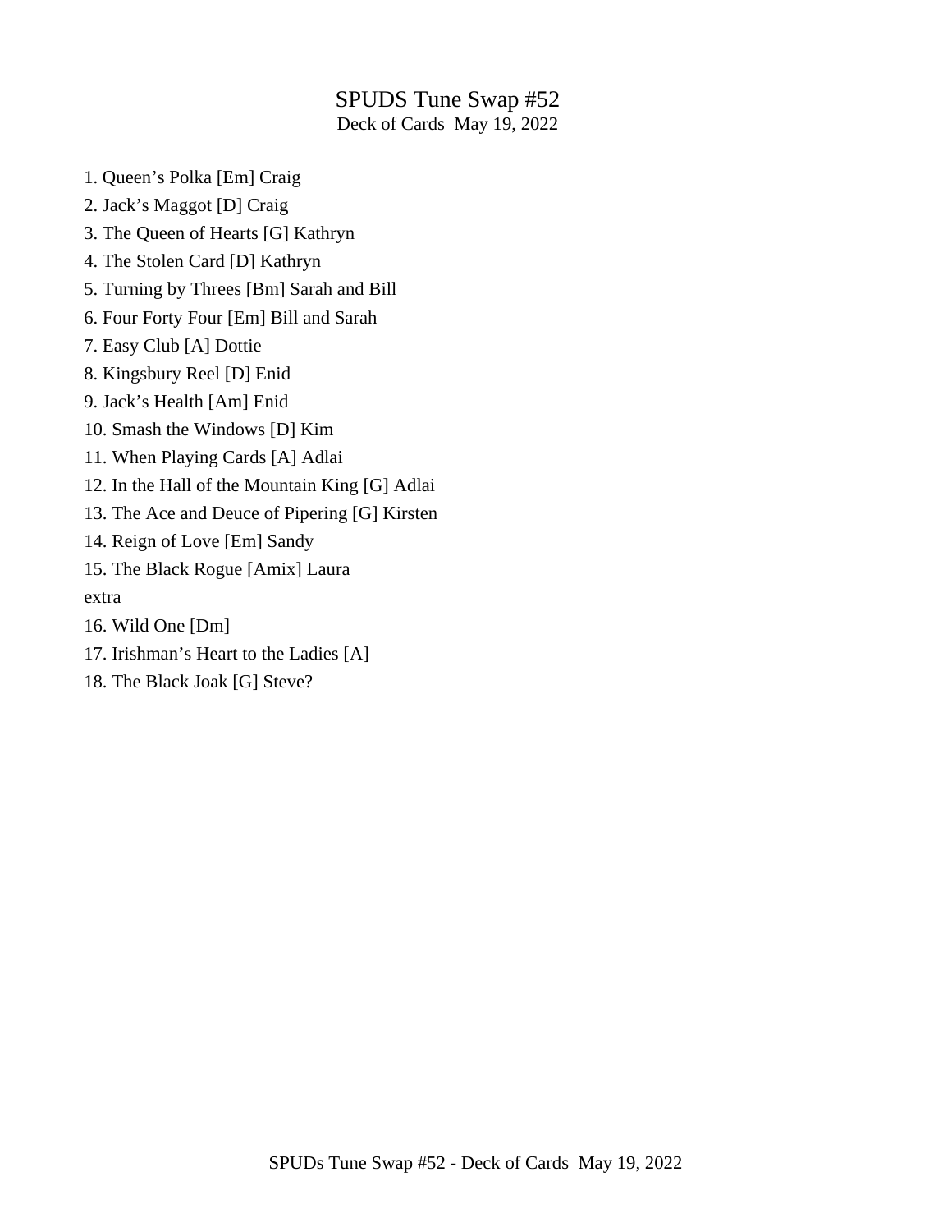# SPUDS Tune Swap #52

Deck of Cards  May 19, 2022

1. Queen's Polka [Em] Craig
2. Jack's Maggot [D] Craig
3. The Queen of Hearts [G] Kathryn
4. The Stolen Card [D] Kathryn
5. Turning by Threes [Bm] Sarah and Bill
6. Four Forty Four [Em] Bill and Sarah
7. Easy Club [A] Dottie
8. Kingsbury Reel [D] Enid
9. Jack's Health [Am] Enid
10. Smash the Windows [D] Kim
11. When Playing Cards [A] Adlai
12. In the Hall of the Mountain King [G] Adlai
13. The Ace and Deuce of Pipering [G] Kirsten
14. Reign of Love [Em] Sandy
15. The Black Rogue [Amix] Laura

extra

16. Wild One [Dm]
17. Irishman's Heart to the Ladies [A]
18. The Black Joak [G] Steve?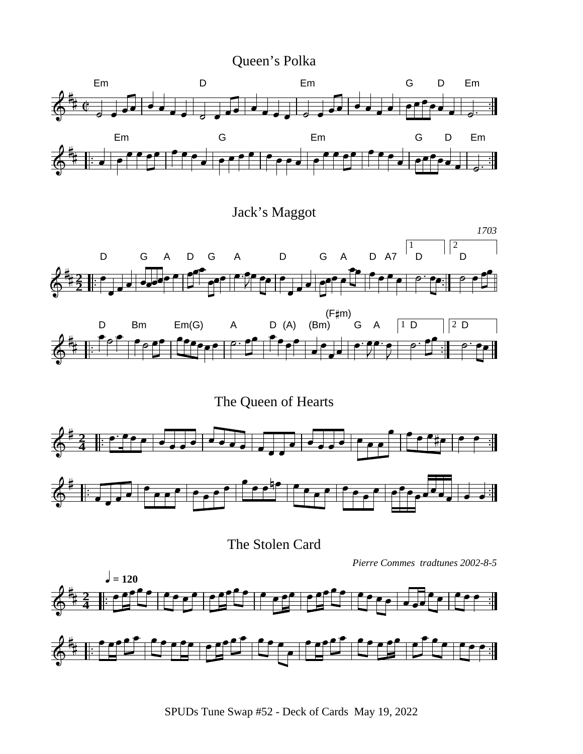## Queen's Polka

## Jack's Maggot

*1703*

## The Queen of Hearts

## The Stolen Card

*Pierre Commes tradtunes 2002-8-5*

SPUDs Tune Swap #52 - Deck of Cards May 19, 2022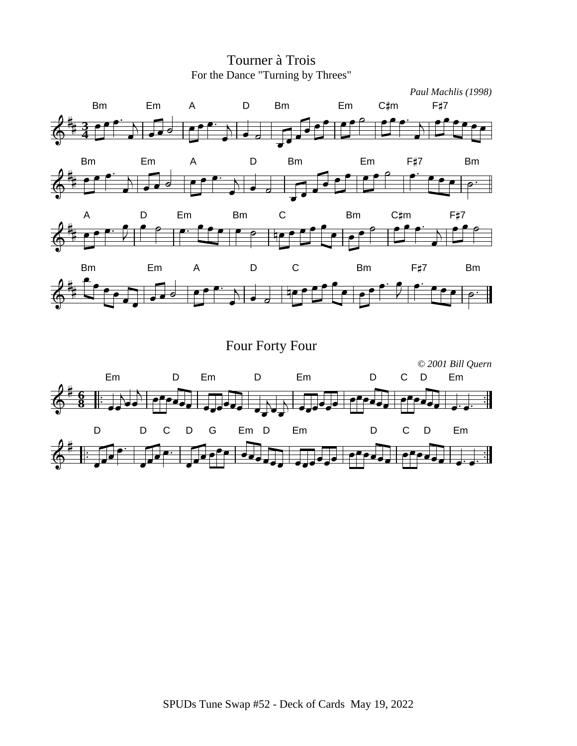# Tourner à Trois

For the Dance "Turning by Threes"

*Paul Machlis (1998)*

# Four Forty Four

*© 2001 Bill Quern*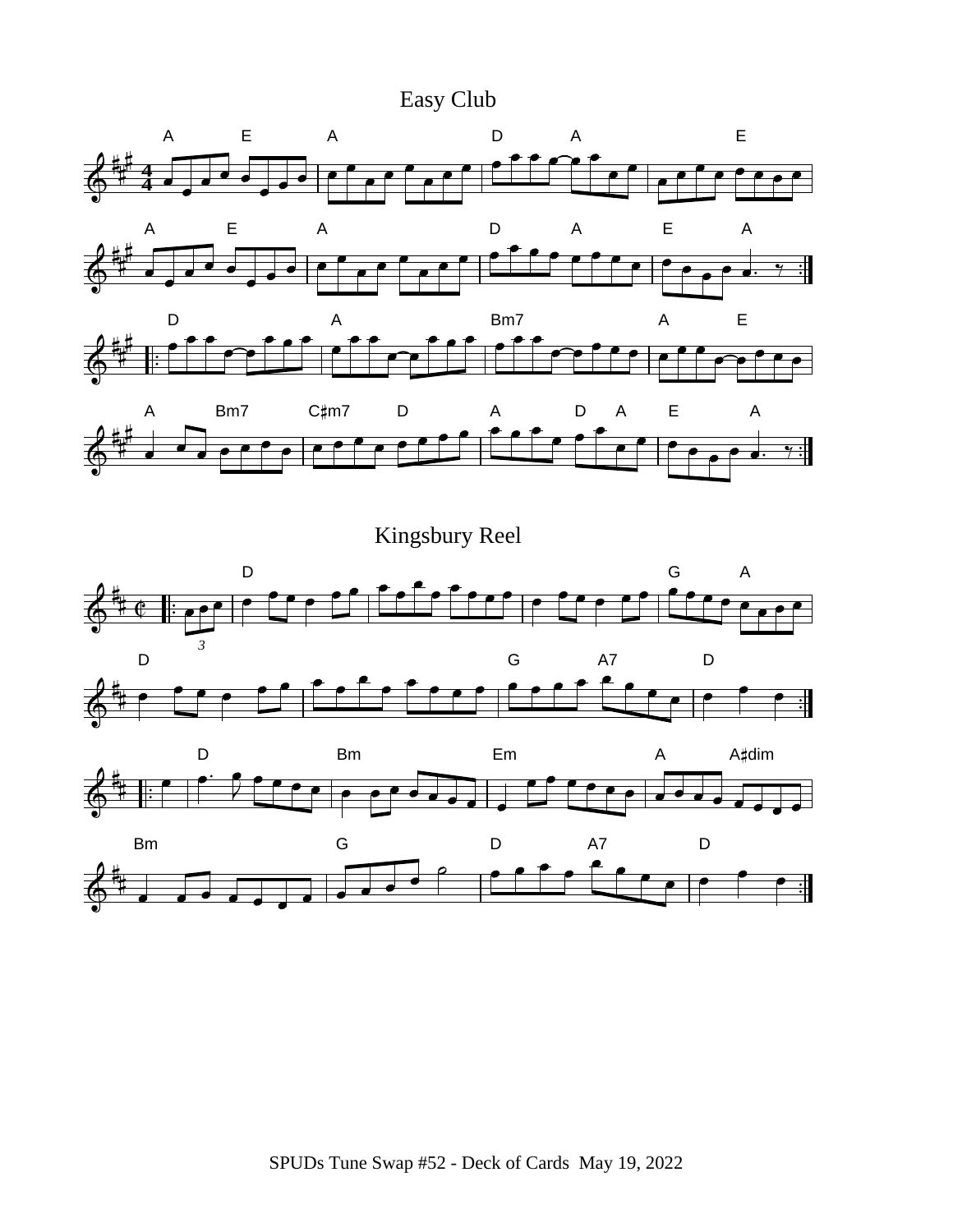## Easy Club

## Kingsbury Reel

SPUDs Tune Swap #52 - Deck of Cards May 19, 2022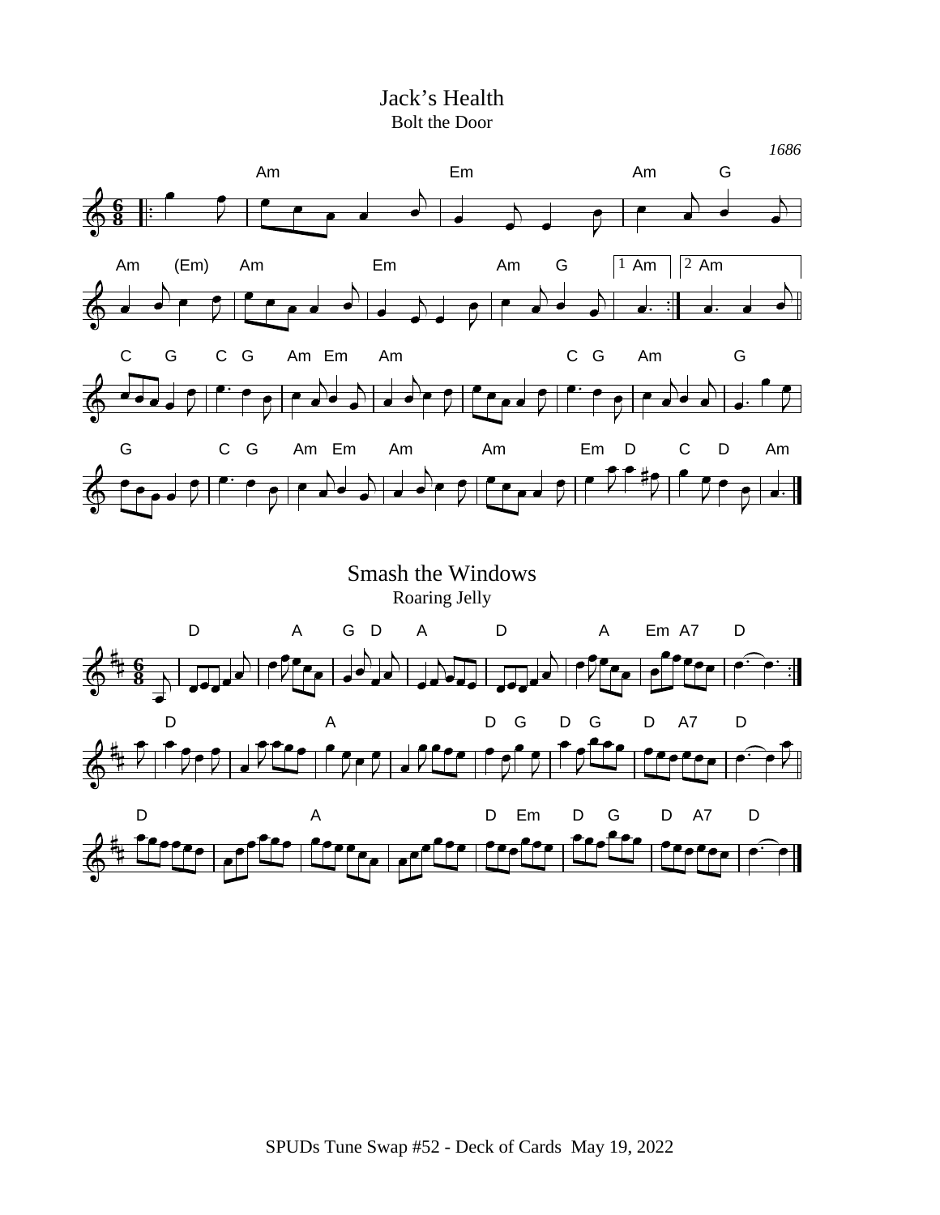# Jack's Health

Bolt the Door

*1686*

# Smash the Windows

Roaring Jelly

SPUDs Tune Swap #52 - Deck of Cards May 19, 2022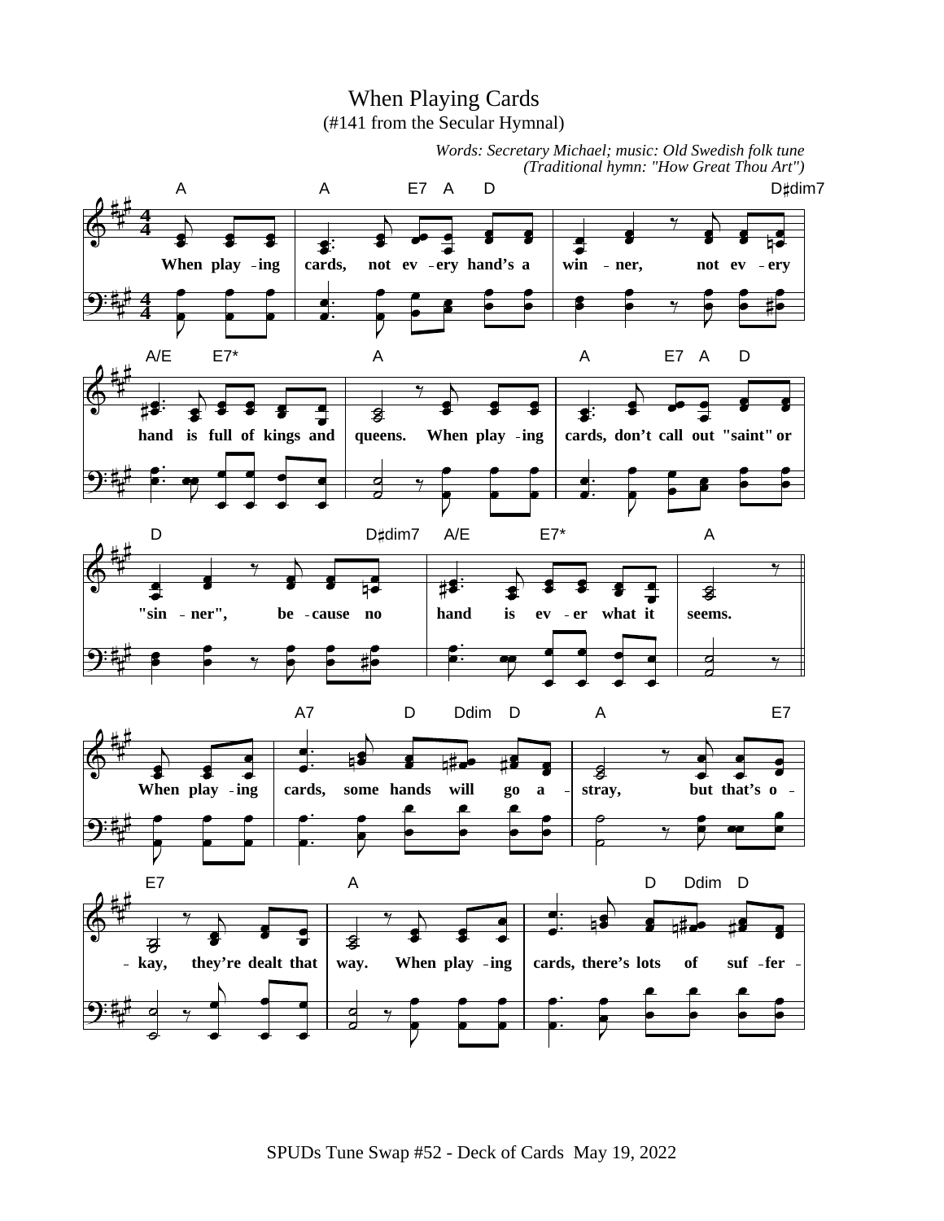# When Playing Cards

(#141 from the Secular Hymnal)

*Words: Secretary Michael; music: Old Swedish folk tune*
*(Traditional hymn: "How Great Thou Art")*

A A E7 A D D♯dim7

When play - ing cards, not ev - ery hand's a win - ner, not ev - ery

A/E E7* A A E7 A D

hand is full of kings and queens. When play - ing cards, don't call out "saint" or

D D♯dim7 A/E E7* A

"sin - ner", be - cause no hand is ev - er what it seems.

A7 D Ddim D A E7

When play - ing cards, some hands will go a - stray, but that's o -

E7 A D Ddim D

- kay, they're dealt that way. When play - ing cards, there's lots of suf - fer -

SPUDs Tune Swap #52 - Deck of Cards May 19, 2022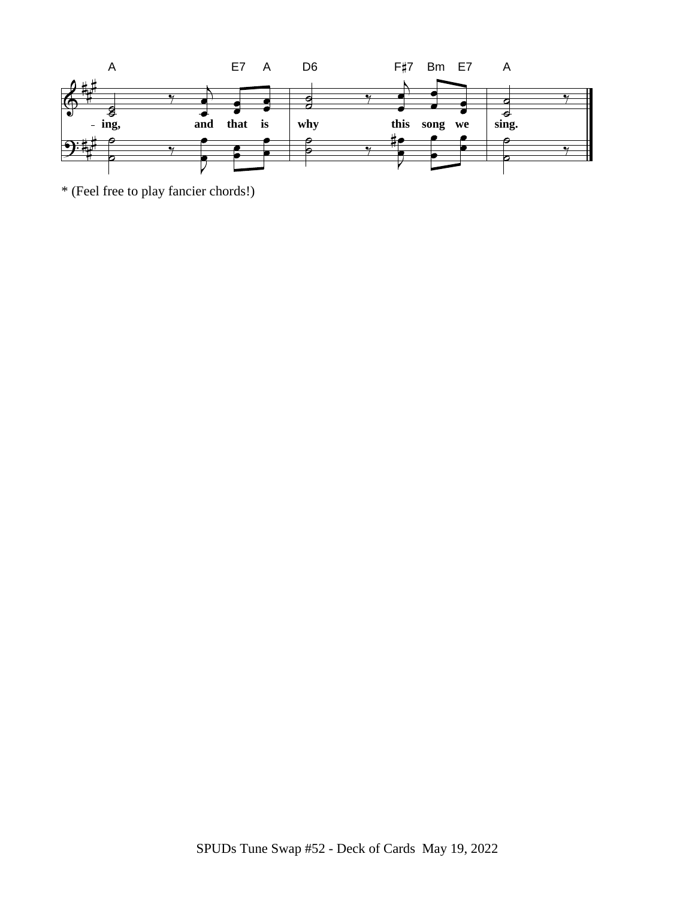A E7 A D6 F♯7 Bm E7 A

- ing, and that is why this song we sing.

* (Feel free to play fancier chords!)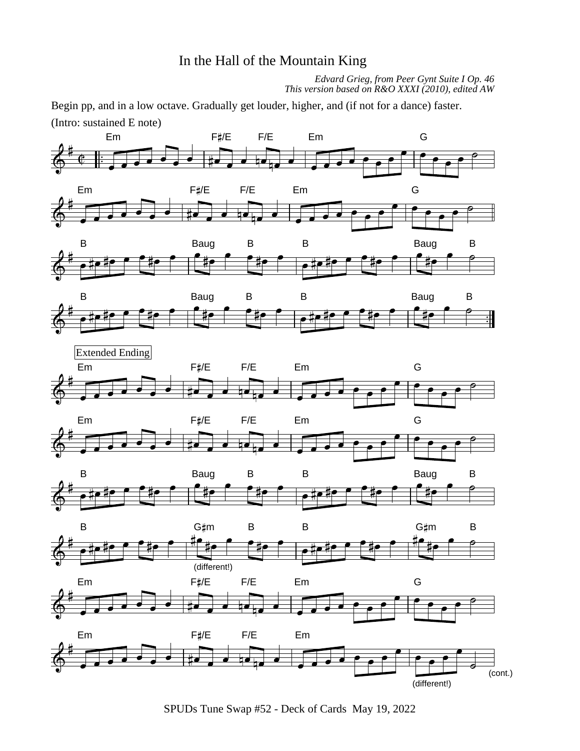# In the Hall of the Mountain King

*Edvard Grieg, from Peer Gynt Suite I Op. 46*
*This version based on R&O XXXI (2010), edited AW*

Begin pp, and in a low octave. Gradually get louder, higher, and (if not for a dance) faster.

(Intro: sustained E note)

Extended Ending

(cont.)

SPUDs Tune Swap #52 - Deck of Cards May 19, 2022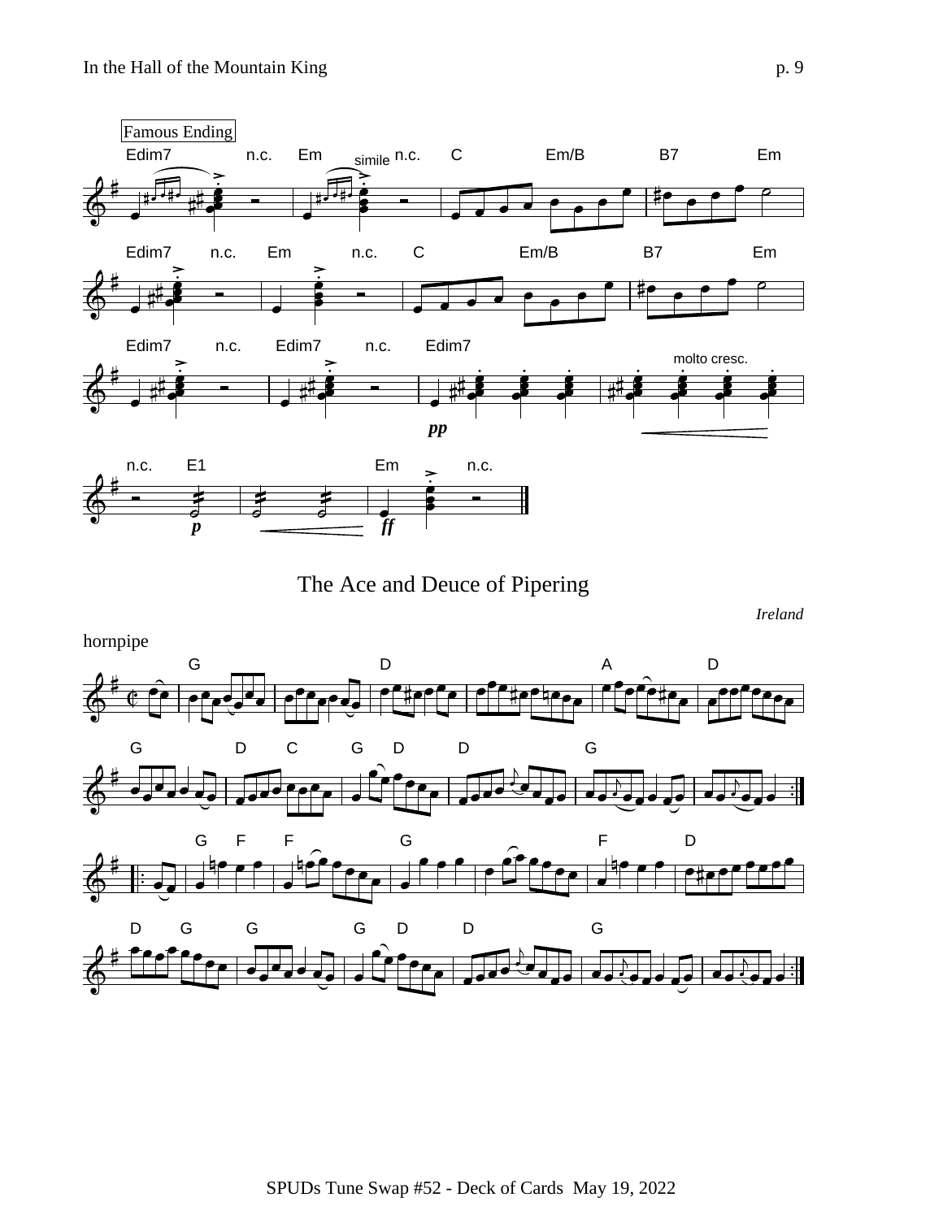Famous Ending

Edim7 n.c. Em simile n.c. C Em/B B7 Em

Edim7 n.c. Em n.c. C Em/B B7 Em

Edim7 n.c. Edim7 n.c. Edim7 molto cresc.

pp

n.c. E1 Em n.c.

p ff

## The Ace and Deuce of Pipering

*Ireland*

hornpipe

G D A D

G D C G D D G

G F F G F D

D G G G D D G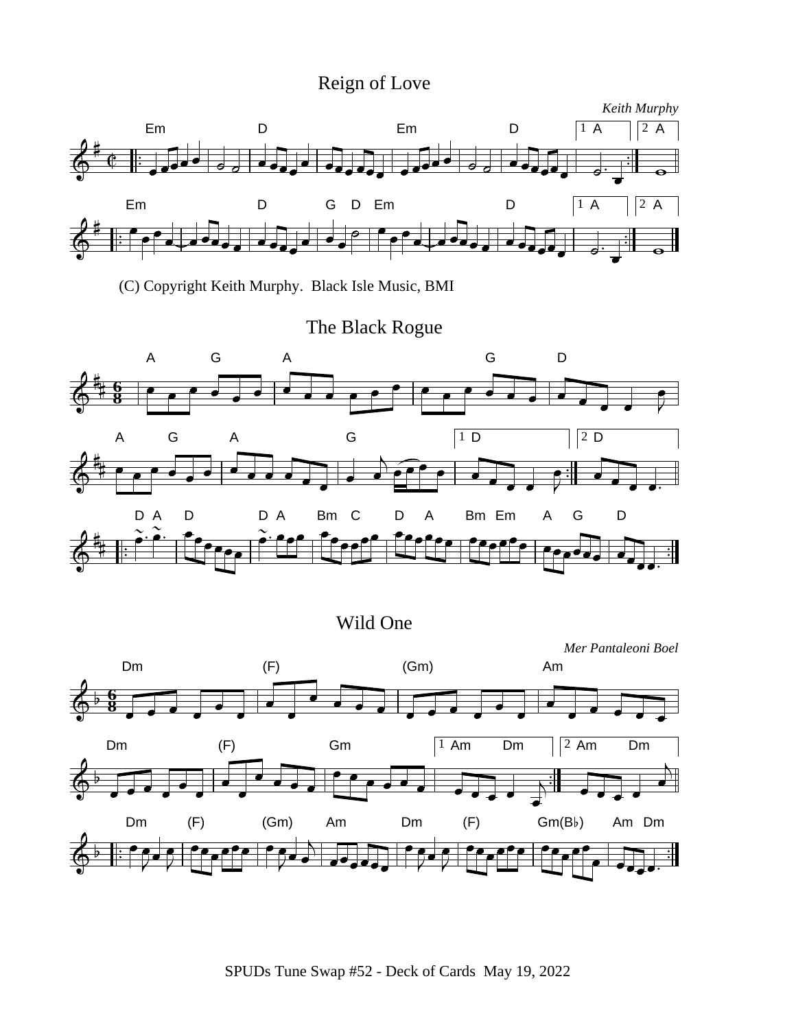## Reign of Love

*Keith Murphy*

(C) Copyright Keith Murphy. Black Isle Music, BMI

## The Black Rogue

## Wild One

*Mer Pantaleoni Boel*

SPUDs Tune Swap #52 - Deck of Cards May 19, 2022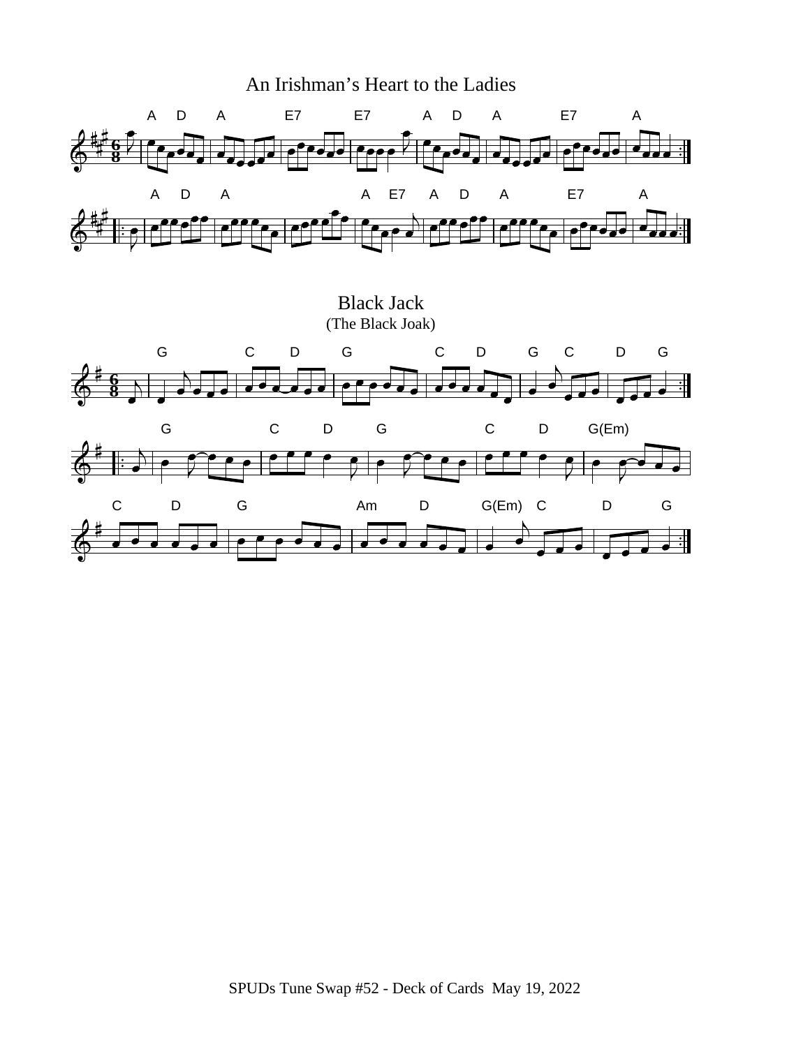# An Irishman's Heart to the Ladies

A D A E7 E7 A D A E7 A

A D A A E7 A D A E7 A

# Black Jack

(The Black Joak)

G C D G C D G C D G

G C D G C D G(Em)

C D G Am D G(Em) C D G

SPUDs Tune Swap #52 - Deck of Cards May 19, 2022